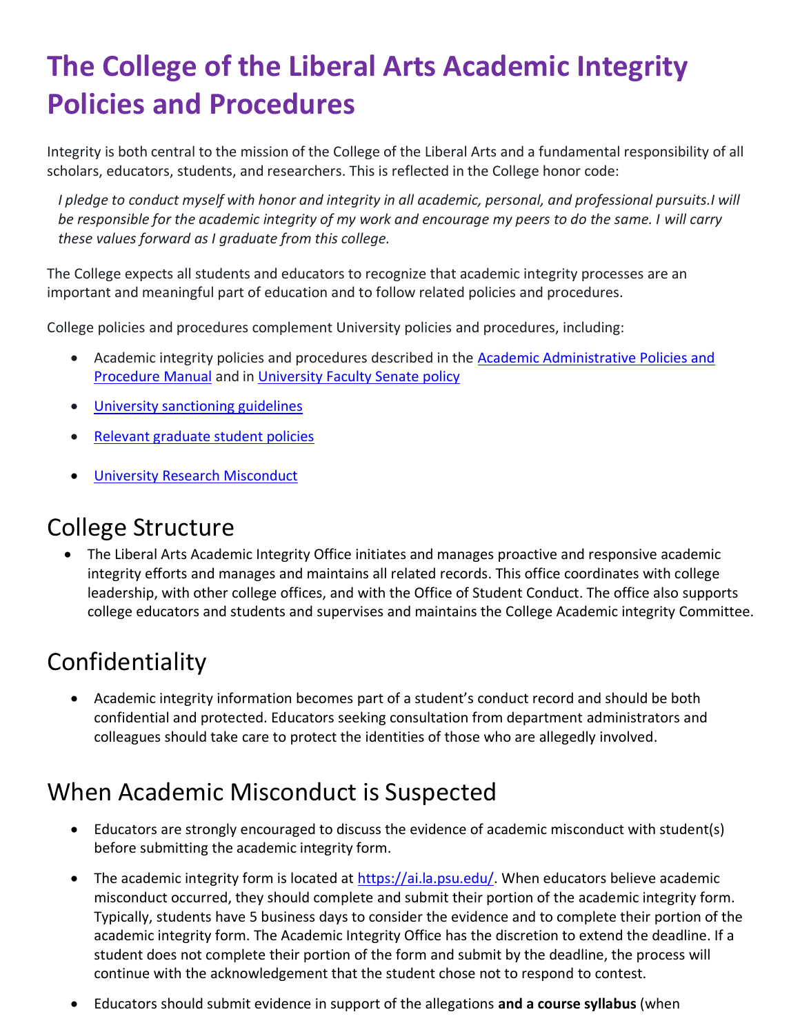# The College of the Liberal Arts Academic Integrity Policies and Procedures

Integrity is both central to the mission of the College of the Liberal Arts and a fundamental responsibility of all scholars, educators, students, and researchers. This is reflected in the College honor code:

> *I pledge to conduct myself with honor and integrity in all academic, personal, and professional pursuits.I will be responsible for the academic integrity of my work and encourage my peers to do the same. I will carry these values forward as I graduate from this college.*

The College expects all students and educators to recognize that academic integrity processes are an important and meaningful part of education and to follow related policies and procedures.

College policies and procedures complement University policies and procedures, including:

- Academic integrity policies and procedures described in the [Academic Administrative Policies and Procedure Manual]() and in [University Faculty Senate policy]()
- [University sanctioning guidelines]()
- [Relevant graduate student policies]()
- [University Research Misconduct]()

## College Structure

- The Liberal Arts Academic Integrity Office initiates and manages proactive and responsive academic integrity efforts and manages and maintains all related records. This office coordinates with college leadership, with other college offices, and with the Office of Student Conduct. The office also supports college educators and students and supervises and maintains the College Academic integrity Committee.

## Confidentiality

- Academic integrity information becomes part of a student's conduct record and should be both confidential and protected. Educators seeking consultation from department administrators and colleagues should take care to protect the identities of those who are allegedly involved.

## When Academic Misconduct is Suspected

- Educators are strongly encouraged to discuss the evidence of academic misconduct with student(s) before submitting the academic integrity form.
- The academic integrity form is located at [https://ai.la.psu.edu/](https://ai.la.psu.edu/). When educators believe academic misconduct occurred, they should complete and submit their portion of the academic integrity form. Typically, students have 5 business days to consider the evidence and to complete their portion of the academic integrity form. The Academic Integrity Office has the discretion to extend the deadline. If a student does not complete their portion of the form and submit by the deadline, the process will continue with the acknowledgement that the student chose not to respond to contest.
- Educators should submit evidence in support of the allegations **and a course syllabus** (when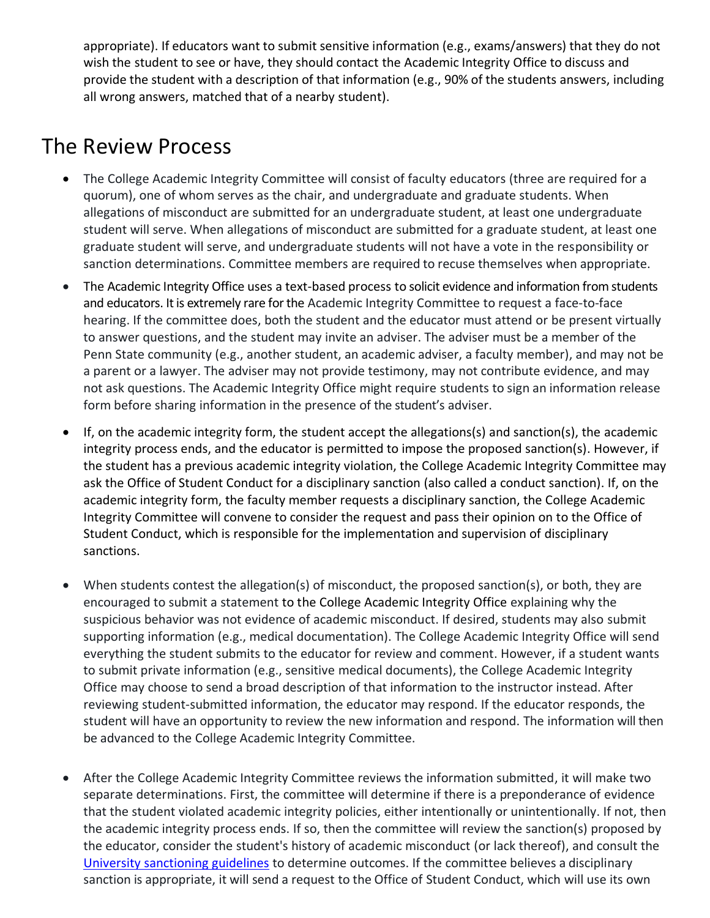appropriate). If educators want to submit sensitive information (e.g., exams/answers) that they do not wish the student to see or have, they should contact the Academic Integrity Office to discuss and provide the student with a description of that information (e.g., 90% of the students answers, including all wrong answers, matched that of a nearby student).

## The Review Process

- The College Academic Integrity Committee will consist of faculty educators (three are required for a quorum), one of whom serves as the chair, and undergraduate and graduate students. When allegations of misconduct are submitted for an undergraduate student, at least one undergraduate student will serve. When allegations of misconduct are submitted for a graduate student, at least one graduate student will serve, and undergraduate students will not have a vote in the responsibility or sanction determinations. Committee members are required to recuse themselves when appropriate.
- The Academic Integrity Office uses a text-based process to solicit evidence and information from students and educators. It is extremely rare for the Academic Integrity Committee to request a face-to-face hearing. If the committee does, both the student and the educator must attend or be present virtually to answer questions, and the student may invite an adviser. The adviser must be a member of the Penn State community (e.g., another student, an academic adviser, a faculty member), and may not be a parent or a lawyer. The adviser may not provide testimony, may not contribute evidence, and may not ask questions. The Academic Integrity Office might require students to sign an information release form before sharing information in the presence of the student's adviser.
- If, on the academic integrity form, the student accept the allegations(s) and sanction(s), the academic integrity process ends, and the educator is permitted to impose the proposed sanction(s). However, if the student has a previous academic integrity violation, the College Academic Integrity Committee may ask the Office of Student Conduct for a disciplinary sanction (also called a conduct sanction). If, on the academic integrity form, the faculty member requests a disciplinary sanction, the College Academic Integrity Committee will convene to consider the request and pass their opinion on to the Office of Student Conduct, which is responsible for the implementation and supervision of disciplinary sanctions.
- When students contest the allegation(s) of misconduct, the proposed sanction(s), or both, they are encouraged to submit a statement to the College Academic Integrity Office explaining why the suspicious behavior was not evidence of academic misconduct. If desired, students may also submit supporting information (e.g., medical documentation). The College Academic Integrity Office will send everything the student submits to the educator for review and comment. However, if a student wants to submit private information (e.g., sensitive medical documents), the College Academic Integrity Office may choose to send a broad description of that information to the instructor instead. After reviewing student-submitted information, the educator may respond. If the educator responds, the student will have an opportunity to review the new information and respond. The information will then be advanced to the College Academic Integrity Committee.
- After the College Academic Integrity Committee reviews the information submitted, it will make two separate determinations. First, the committee will determine if there is a preponderance of evidence that the student violated academic integrity policies, either intentionally or unintentionally. If not, then the academic integrity process ends. If so, then the committee will review the sanction(s) proposed by the educator, consider the student's history of academic misconduct (or lack thereof), and consult the University sanctioning guidelines to determine outcomes. If the committee believes a disciplinary sanction is appropriate, it will send a request to the Office of Student Conduct, which will use its own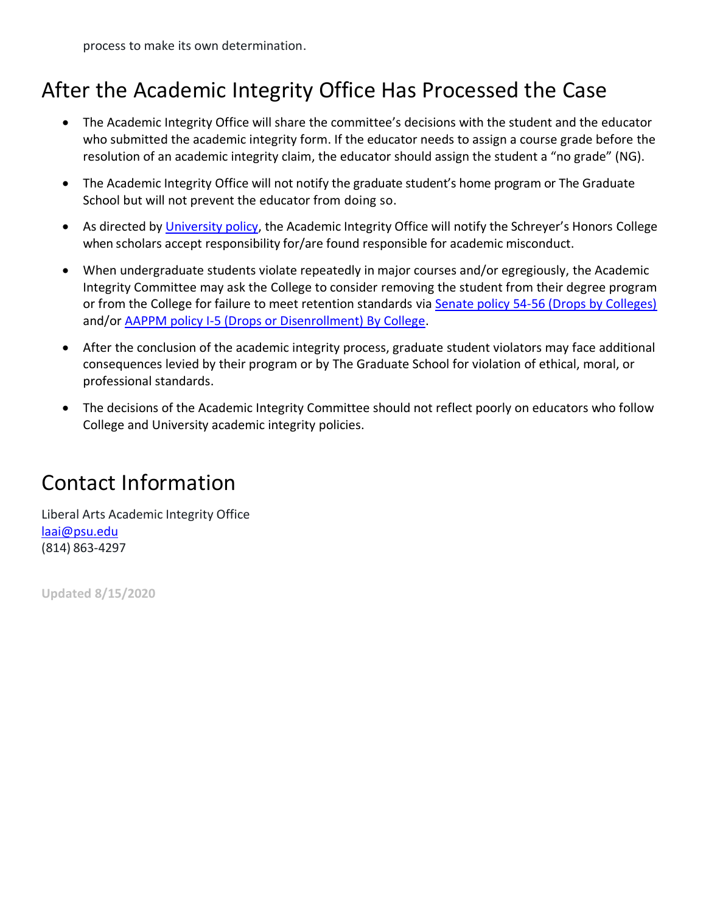process to make its own determination.

## After the Academic Integrity Office Has Processed the Case

- The Academic Integrity Office will share the committee's decisions with the student and the educator who submitted the academic integrity form. If the educator needs to assign a course grade before the resolution of an academic integrity claim, the educator should assign the student a "no grade" (NG).
- The Academic Integrity Office will not notify the graduate student's home program or The Graduate School but will not prevent the educator from doing so.
- As directed by [University policy](), the Academic Integrity Office will notify the Schreyer's Honors College when scholars accept responsibility for/are found responsible for academic misconduct.
- When undergraduate students violate repeatedly in major courses and/or egregiously, the Academic Integrity Committee may ask the College to consider removing the student from their degree program or from the College for failure to meet retention standards via [Senate policy 54-56 (Drops by Colleges)]() and/or [AAPPM policy I-5 (Drops or Disenrollment) By College]().
- After the conclusion of the academic integrity process, graduate student violators may face additional consequences levied by their program or by The Graduate School for violation of ethical, moral, or professional standards.
- The decisions of the Academic Integrity Committee should not reflect poorly on educators who follow College and University academic integrity policies.

## Contact Information

Liberal Arts Academic Integrity Office
[laai@psu.edu](mailto:laai@psu.edu)
(814) 863-4297

**Updated 8/15/2020**